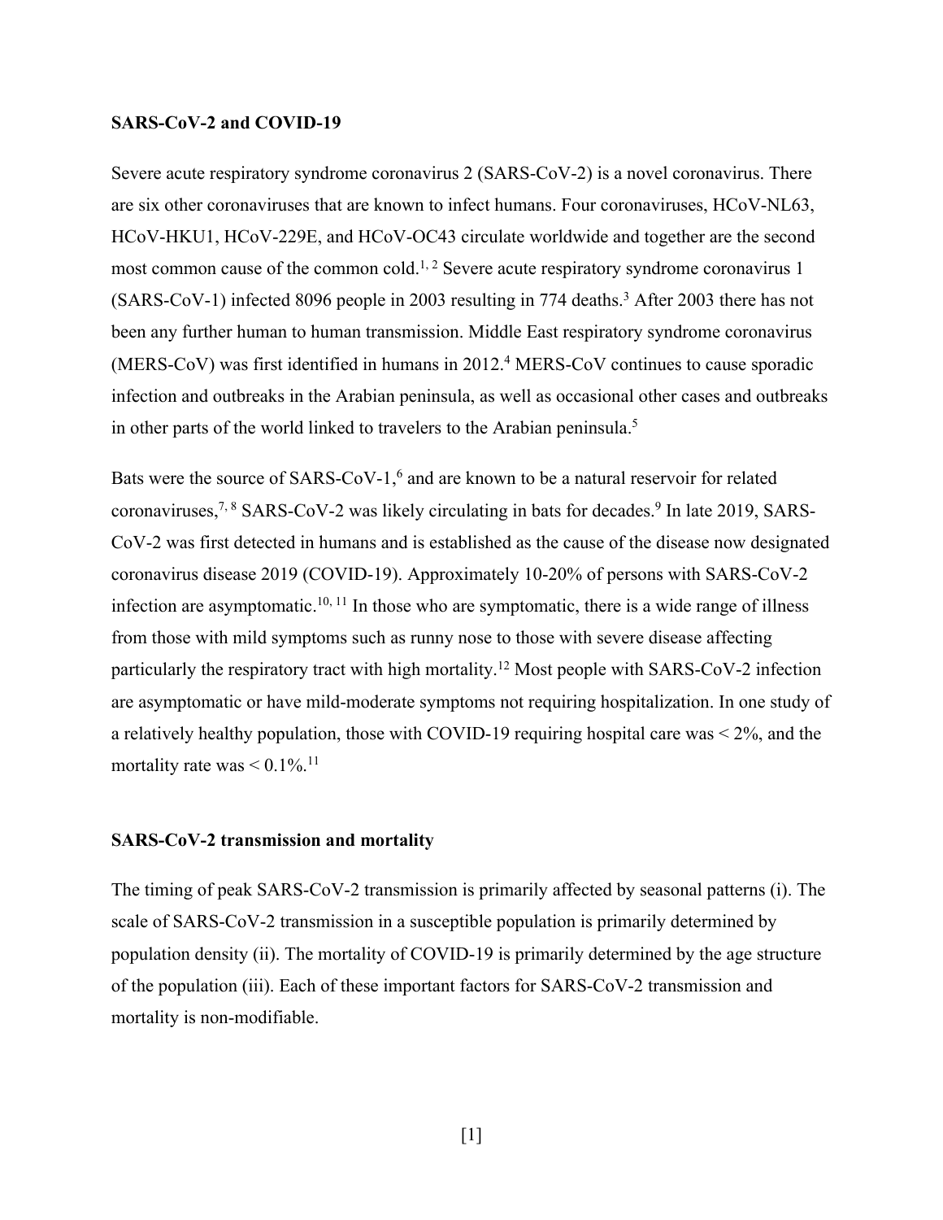## SARS-CoV-2 and COVID-19

Severe acute respiratory syndrome coronavirus 2 (SARS-CoV-2) is a novel coronavirus. There are six other coronaviruses that are known to infect humans. Four coronaviruses, HCoV-NL63, HCoV-HKU1, HCoV-229E, and HCoV-OC43 circulate worldwide and together are the second most common cause of the common cold.[1, 2] Severe acute respiratory syndrome coronavirus 1 (SARS-CoV-1) infected 8096 people in 2003 resulting in 774 deaths.[3] After 2003 there has not been any further human to human transmission. Middle East respiratory syndrome coronavirus (MERS-CoV) was first identified in humans in 2012.[4] MERS-CoV continues to cause sporadic infection and outbreaks in the Arabian peninsula, as well as occasional other cases and outbreaks in other parts of the world linked to travelers to the Arabian peninsula.[5]

Bats were the source of SARS-CoV-1,[6] and are known to be a natural reservoir for related coronaviruses,[7, 8] SARS-CoV-2 was likely circulating in bats for decades.[9] In late 2019, SARS-CoV-2 was first detected in humans and is established as the cause of the disease now designated coronavirus disease 2019 (COVID-19). Approximately 10-20% of persons with SARS-CoV-2 infection are asymptomatic.[10, 11] In those who are symptomatic, there is a wide range of illness from those with mild symptoms such as runny nose to those with severe disease affecting particularly the respiratory tract with high mortality.[12] Most people with SARS-CoV-2 infection are asymptomatic or have mild-moderate symptoms not requiring hospitalization. In one study of a relatively healthy population, those with COVID-19 requiring hospital care was < 2%, and the mortality rate was < 0.1%.[11]

## SARS-CoV-2 transmission and mortality

The timing of peak SARS-CoV-2 transmission is primarily affected by seasonal patterns (i). The scale of SARS-CoV-2 transmission in a susceptible population is primarily determined by population density (ii). The mortality of COVID-19 is primarily determined by the age structure of the population (iii). Each of these important factors for SARS-CoV-2 transmission and mortality is non-modifiable.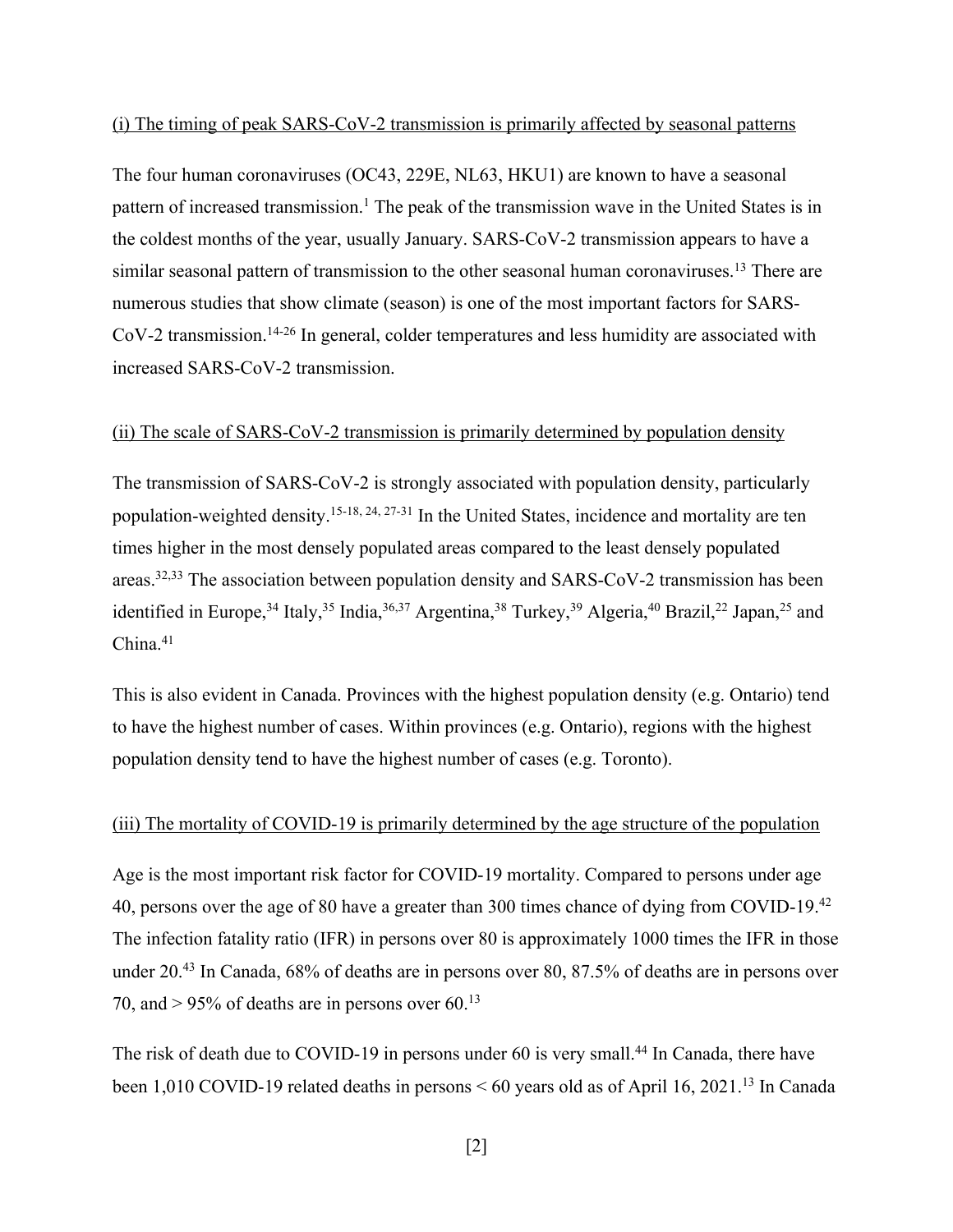<u>(i) The timing of peak SARS-CoV-2 transmission is primarily affected by seasonal patterns</u>

The four human coronaviruses (OC43, 229E, NL63, HKU1) are known to have a seasonal pattern of increased transmission.[1] The peak of the transmission wave in the United States is in the coldest months of the year, usually January. SARS-CoV-2 transmission appears to have a similar seasonal pattern of transmission to the other seasonal human coronaviruses.[13] There are numerous studies that show climate (season) is one of the most important factors for SARS-CoV-2 transmission.[14-26] In general, colder temperatures and less humidity are associated with increased SARS-CoV-2 transmission.

<u>(ii) The scale of SARS-CoV-2 transmission is primarily determined by population density</u>

The transmission of SARS-CoV-2 is strongly associated with population density, particularly population-weighted density.[15-18, 24, 27-31] In the United States, incidence and mortality are ten times higher in the most densely populated areas compared to the least densely populated areas.[32,33] The association between population density and SARS-CoV-2 transmission has been identified in Europe,[34] Italy,[35] India,[36,37] Argentina,[38] Turkey,[39] Algeria,[40] Brazil,[22] Japan,[25] and China.[41]

This is also evident in Canada. Provinces with the highest population density (e.g. Ontario) tend to have the highest number of cases. Within provinces (e.g. Ontario), regions with the highest population density tend to have the highest number of cases (e.g. Toronto).

<u>(iii) The mortality of COVID-19 is primarily determined by the age structure of the population</u>

Age is the most important risk factor for COVID-19 mortality. Compared to persons under age 40, persons over the age of 80 have a greater than 300 times chance of dying from COVID-19.[42] The infection fatality ratio (IFR) in persons over 80 is approximately 1000 times the IFR in those under 20.[43] In Canada, 68% of deaths are in persons over 80, 87.5% of deaths are in persons over 70, and > 95% of deaths are in persons over 60.[13]

The risk of death due to COVID-19 in persons under 60 is very small.[44] In Canada, there have been 1,010 COVID-19 related deaths in persons < 60 years old as of April 16, 2021.[13] In Canada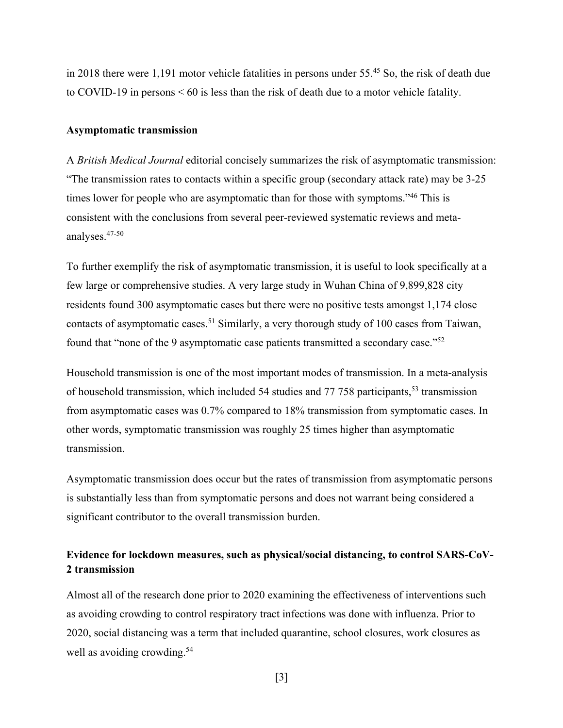in 2018 there were 1,191 motor vehicle fatalities in persons under 55.[45] So, the risk of death due to COVID-19 in persons < 60 is less than the risk of death due to a motor vehicle fatality.

### Asymptomatic transmission

A *British Medical Journal* editorial concisely summarizes the risk of asymptomatic transmission: "The transmission rates to contacts within a specific group (secondary attack rate) may be 3-25 times lower for people who are asymptomatic than for those with symptoms."[46] This is consistent with the conclusions from several peer-reviewed systematic reviews and meta-analyses.[47-50]

To further exemplify the risk of asymptomatic transmission, it is useful to look specifically at a few large or comprehensive studies. A very large study in Wuhan China of 9,899,828 city residents found 300 asymptomatic cases but there were no positive tests amongst 1,174 close contacts of asymptomatic cases.[51] Similarly, a very thorough study of 100 cases from Taiwan, found that "none of the 9 asymptomatic case patients transmitted a secondary case."[52]

Household transmission is one of the most important modes of transmission. In a meta-analysis of household transmission, which included 54 studies and 77 758 participants,[53] transmission from asymptomatic cases was 0.7% compared to 18% transmission from symptomatic cases. In other words, symptomatic transmission was roughly 25 times higher than asymptomatic transmission.

Asymptomatic transmission does occur but the rates of transmission from asymptomatic persons is substantially less than from symptomatic persons and does not warrant being considered a significant contributor to the overall transmission burden.

### Evidence for lockdown measures, such as physical/social distancing, to control SARS-CoV-2 transmission

Almost all of the research done prior to 2020 examining the effectiveness of interventions such as avoiding crowding to control respiratory tract infections was done with influenza. Prior to 2020, social distancing was a term that included quarantine, school closures, work closures as well as avoiding crowding.[54]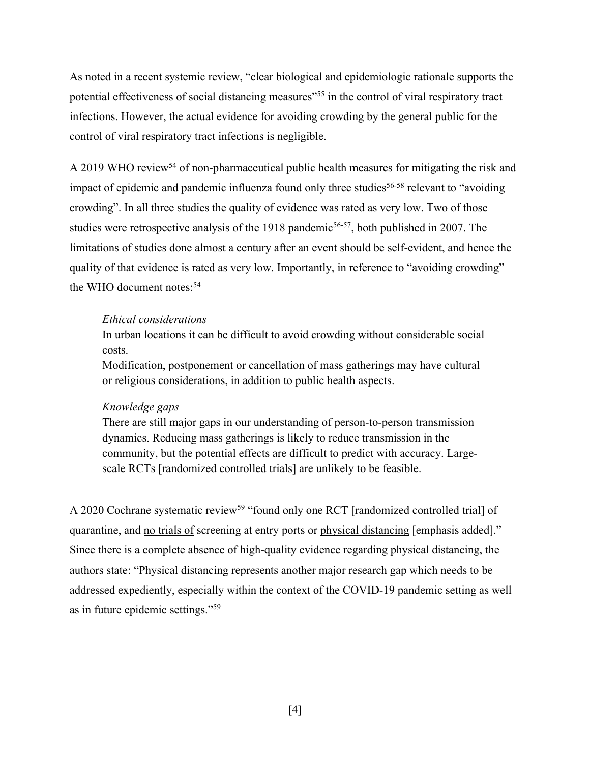As noted in a recent systemic review, "clear biological and epidemiologic rationale supports the potential effectiveness of social distancing measures"[55] in the control of viral respiratory tract infections. However, the actual evidence for avoiding crowding by the general public for the control of viral respiratory tract infections is negligible.

A 2019 WHO review[54] of non-pharmaceutical public health measures for mitigating the risk and impact of epidemic and pandemic influenza found only three studies[56-58] relevant to "avoiding crowding". In all three studies the quality of evidence was rated as very low. Two of those studies were retrospective analysis of the 1918 pandemic[56-57], both published in 2007. The limitations of studies done almost a century after an event should be self-evident, and hence the quality of that evidence is rated as very low. Importantly, in reference to "avoiding crowding" the WHO document notes:[54]

> *Ethical considerations*
> In urban locations it can be difficult to avoid crowding without considerable social costs.
> Modification, postponement or cancellation of mass gatherings may have cultural or religious considerations, in addition to public health aspects.
>
> *Knowledge gaps*
> There are still major gaps in our understanding of person-to-person transmission dynamics. Reducing mass gatherings is likely to reduce transmission in the community, but the potential effects are difficult to predict with accuracy. Large-scale RCTs [randomized controlled trials] are unlikely to be feasible.

A 2020 Cochrane systematic review[59] "found only one RCT [randomized controlled trial] of quarantine, and <u>no trials of</u> screening at entry ports or <u>physical distancing</u> [emphasis added]." Since there is a complete absence of high-quality evidence regarding physical distancing, the authors state: "Physical distancing represents another major research gap which needs to be addressed expediently, especially within the context of the COVID-19 pandemic setting as well as in future epidemic settings."[59]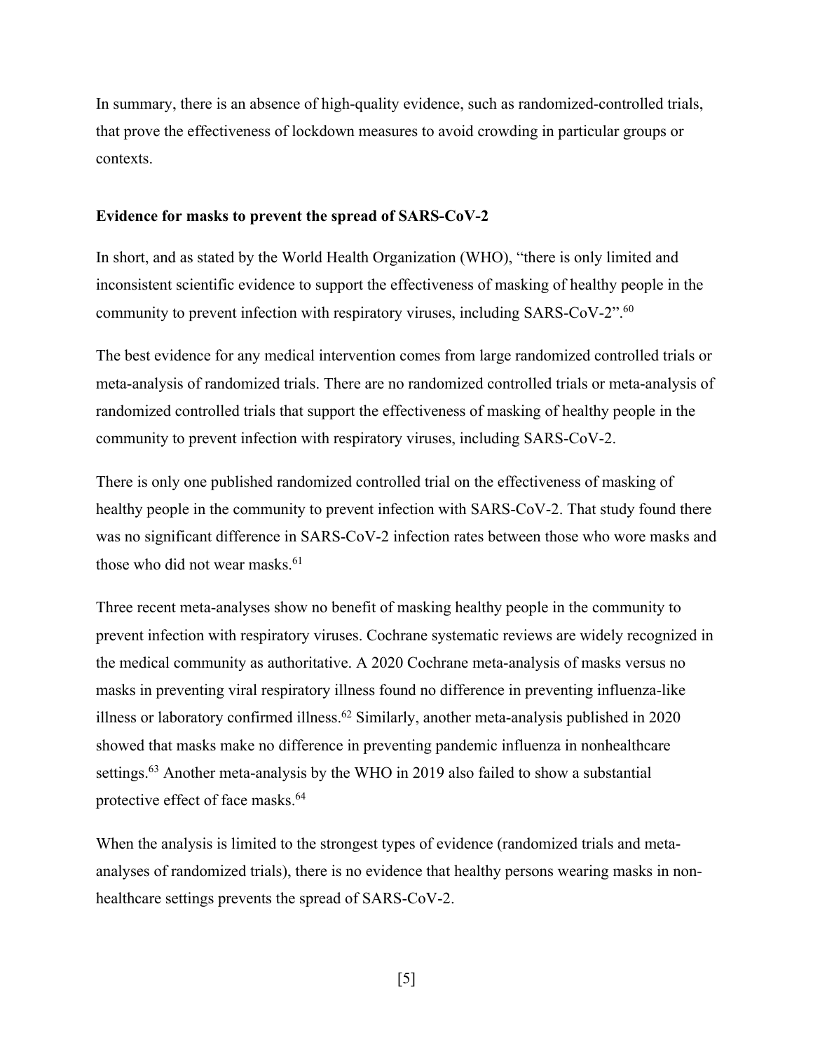In summary, there is an absence of high-quality evidence, such as randomized-controlled trials, that prove the effectiveness of lockdown measures to avoid crowding in particular groups or contexts.

**Evidence for masks to prevent the spread of SARS-CoV-2**

In short, and as stated by the World Health Organization (WHO), "there is only limited and inconsistent scientific evidence to support the effectiveness of masking of healthy people in the community to prevent infection with respiratory viruses, including SARS-CoV-2".[60]

The best evidence for any medical intervention comes from large randomized controlled trials or meta-analysis of randomized trials. There are no randomized controlled trials or meta-analysis of randomized controlled trials that support the effectiveness of masking of healthy people in the community to prevent infection with respiratory viruses, including SARS-CoV-2.

There is only one published randomized controlled trial on the effectiveness of masking of healthy people in the community to prevent infection with SARS-CoV-2. That study found there was no significant difference in SARS-CoV-2 infection rates between those who wore masks and those who did not wear masks.[61]

Three recent meta-analyses show no benefit of masking healthy people in the community to prevent infection with respiratory viruses. Cochrane systematic reviews are widely recognized in the medical community as authoritative. A 2020 Cochrane meta-analysis of masks versus no masks in preventing viral respiratory illness found no difference in preventing influenza-like illness or laboratory confirmed illness.[62] Similarly, another meta-analysis published in 2020 showed that masks make no difference in preventing pandemic influenza in nonhealthcare settings.[63] Another meta-analysis by the WHO in 2019 also failed to show a substantial protective effect of face masks.[64]

When the analysis is limited to the strongest types of evidence (randomized trials and meta-analyses of randomized trials), there is no evidence that healthy persons wearing masks in non-healthcare settings prevents the spread of SARS-CoV-2.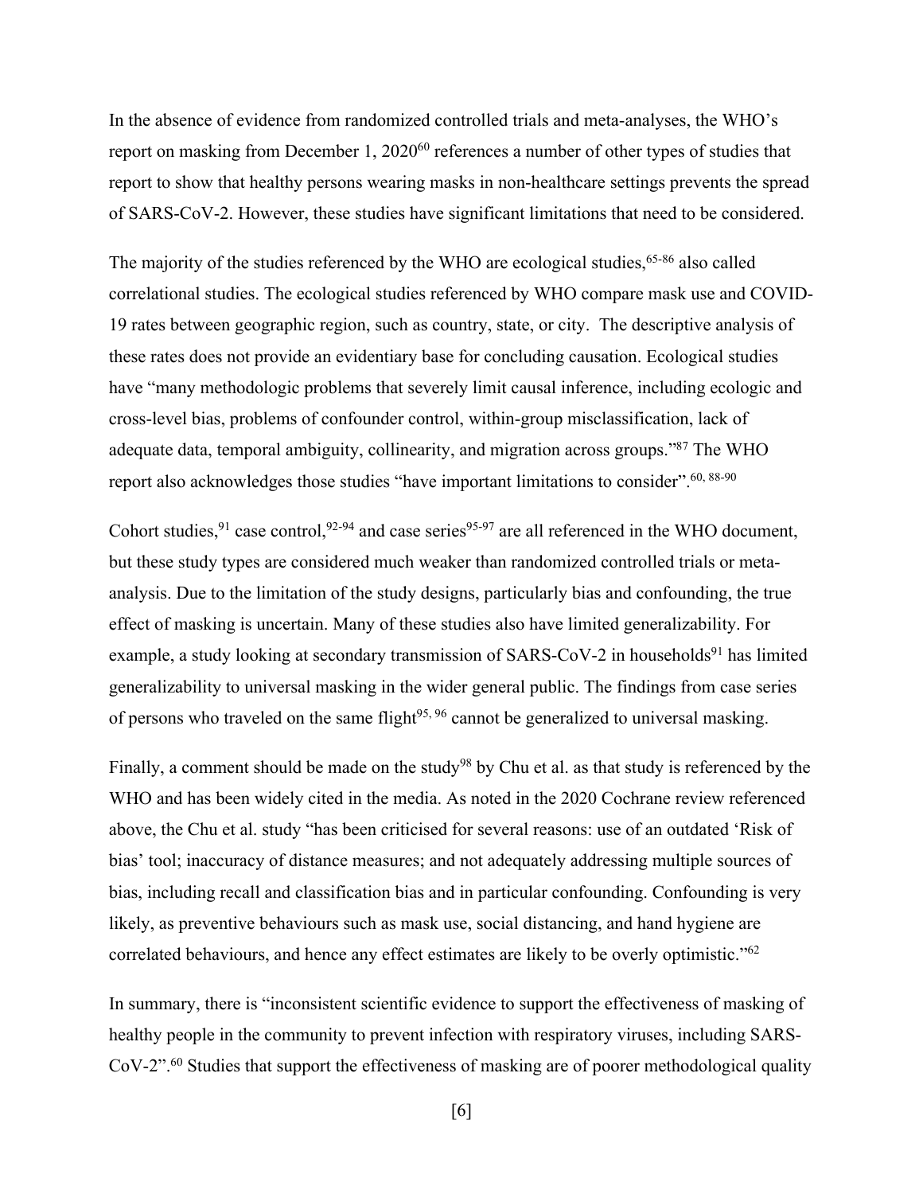In the absence of evidence from randomized controlled trials and meta-analyses, the WHO's report on masking from December 1, 2020[60] references a number of other types of studies that report to show that healthy persons wearing masks in non-healthcare settings prevents the spread of SARS-CoV-2. However, these studies have significant limitations that need to be considered.

The majority of the studies referenced by the WHO are ecological studies,[65-86] also called correlational studies. The ecological studies referenced by WHO compare mask use and COVID-19 rates between geographic region, such as country, state, or city. The descriptive analysis of these rates does not provide an evidentiary base for concluding causation. Ecological studies have "many methodologic problems that severely limit causal inference, including ecologic and cross-level bias, problems of confounder control, within-group misclassification, lack of adequate data, temporal ambiguity, collinearity, and migration across groups."[87] The WHO report also acknowledges those studies "have important limitations to consider".[60, 88-90]

Cohort studies,[91] case control,[92-94] and case series[95-97] are all referenced in the WHO document, but these study types are considered much weaker than randomized controlled trials or meta-analysis. Due to the limitation of the study designs, particularly bias and confounding, the true effect of masking is uncertain. Many of these studies also have limited generalizability. For example, a study looking at secondary transmission of SARS-CoV-2 in households[91] has limited generalizability to universal masking in the wider general public. The findings from case series of persons who traveled on the same flight[95, 96] cannot be generalized to universal masking.

Finally, a comment should be made on the study[98] by Chu et al. as that study is referenced by the WHO and has been widely cited in the media. As noted in the 2020 Cochrane review referenced above, the Chu et al. study "has been criticised for several reasons: use of an outdated 'Risk of bias' tool; inaccuracy of distance measures; and not adequately addressing multiple sources of bias, including recall and classification bias and in particular confounding. Confounding is very likely, as preventive behaviours such as mask use, social distancing, and hand hygiene are correlated behaviours, and hence any effect estimates are likely to be overly optimistic."[62]

In summary, there is "inconsistent scientific evidence to support the effectiveness of masking of healthy people in the community to prevent infection with respiratory viruses, including SARS-CoV-2".[60] Studies that support the effectiveness of masking are of poorer methodological quality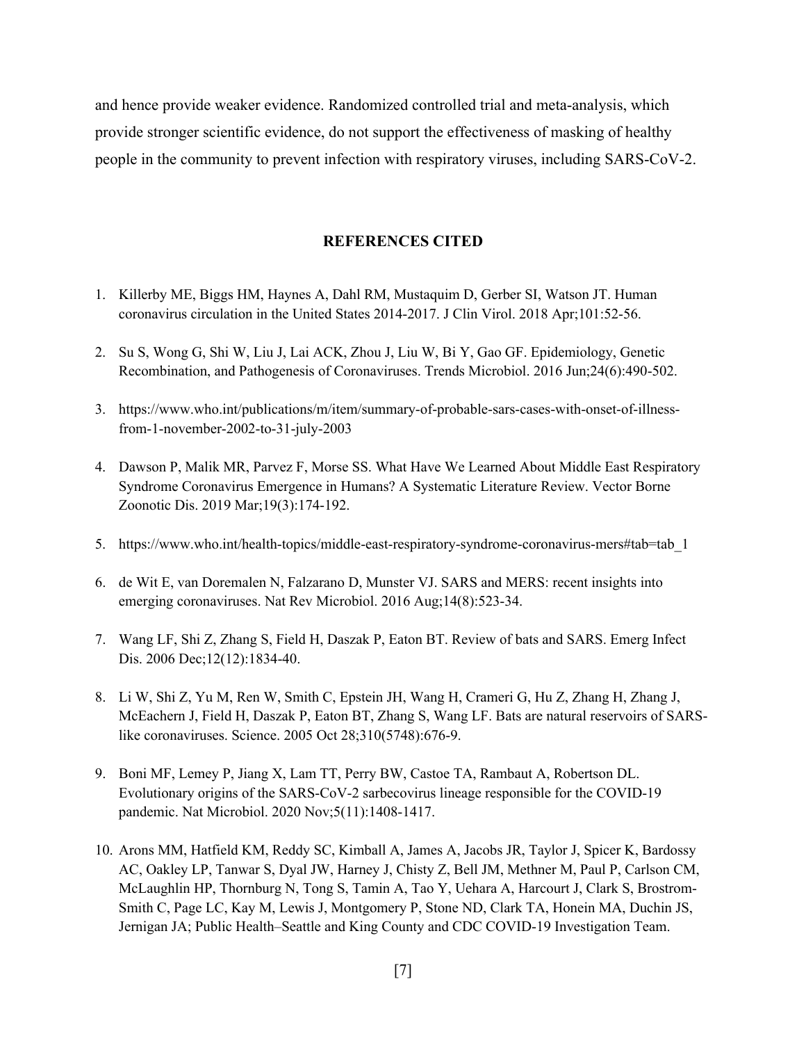and hence provide weaker evidence. Randomized controlled trial and meta-analysis, which provide stronger scientific evidence, do not support the effectiveness of masking of healthy people in the community to prevent infection with respiratory viruses, including SARS-CoV-2.

## REFERENCES CITED

1. Killerby ME, Biggs HM, Haynes A, Dahl RM, Mustaquim D, Gerber SI, Watson JT. Human coronavirus circulation in the United States 2014-2017. J Clin Virol. 2018 Apr;101:52-56.

2. Su S, Wong G, Shi W, Liu J, Lai ACK, Zhou J, Liu W, Bi Y, Gao GF. Epidemiology, Genetic Recombination, and Pathogenesis of Coronaviruses. Trends Microbiol. 2016 Jun;24(6):490-502.

3. https://www.who.int/publications/m/item/summary-of-probable-sars-cases-with-onset-of-illness-from-1-november-2002-to-31-july-2003

4. Dawson P, Malik MR, Parvez F, Morse SS. What Have We Learned About Middle East Respiratory Syndrome Coronavirus Emergence in Humans? A Systematic Literature Review. Vector Borne Zoonotic Dis. 2019 Mar;19(3):174-192.

5. https://www.who.int/health-topics/middle-east-respiratory-syndrome-coronavirus-mers#tab=tab_1

6. de Wit E, van Doremalen N, Falzarano D, Munster VJ. SARS and MERS: recent insights into emerging coronaviruses. Nat Rev Microbiol. 2016 Aug;14(8):523-34.

7. Wang LF, Shi Z, Zhang S, Field H, Daszak P, Eaton BT. Review of bats and SARS. Emerg Infect Dis. 2006 Dec;12(12):1834-40.

8. Li W, Shi Z, Yu M, Ren W, Smith C, Epstein JH, Wang H, Crameri G, Hu Z, Zhang H, Zhang J, McEachern J, Field H, Daszak P, Eaton BT, Zhang S, Wang LF. Bats are natural reservoirs of SARS-like coronaviruses. Science. 2005 Oct 28;310(5748):676-9.

9. Boni MF, Lemey P, Jiang X, Lam TT, Perry BW, Castoe TA, Rambaut A, Robertson DL. Evolutionary origins of the SARS-CoV-2 sarbecovirus lineage responsible for the COVID-19 pandemic. Nat Microbiol. 2020 Nov;5(11):1408-1417.

10. Arons MM, Hatfield KM, Reddy SC, Kimball A, James A, Jacobs JR, Taylor J, Spicer K, Bardossy AC, Oakley LP, Tanwar S, Dyal JW, Harney J, Chisty Z, Bell JM, Methner M, Paul P, Carlson CM, McLaughlin HP, Thornburg N, Tong S, Tamin A, Tao Y, Uehara A, Harcourt J, Clark S, Brostrom-Smith C, Page LC, Kay M, Lewis J, Montgomery P, Stone ND, Clark TA, Honein MA, Duchin JS, Jernigan JA; Public Health–Seattle and King County and CDC COVID-19 Investigation Team.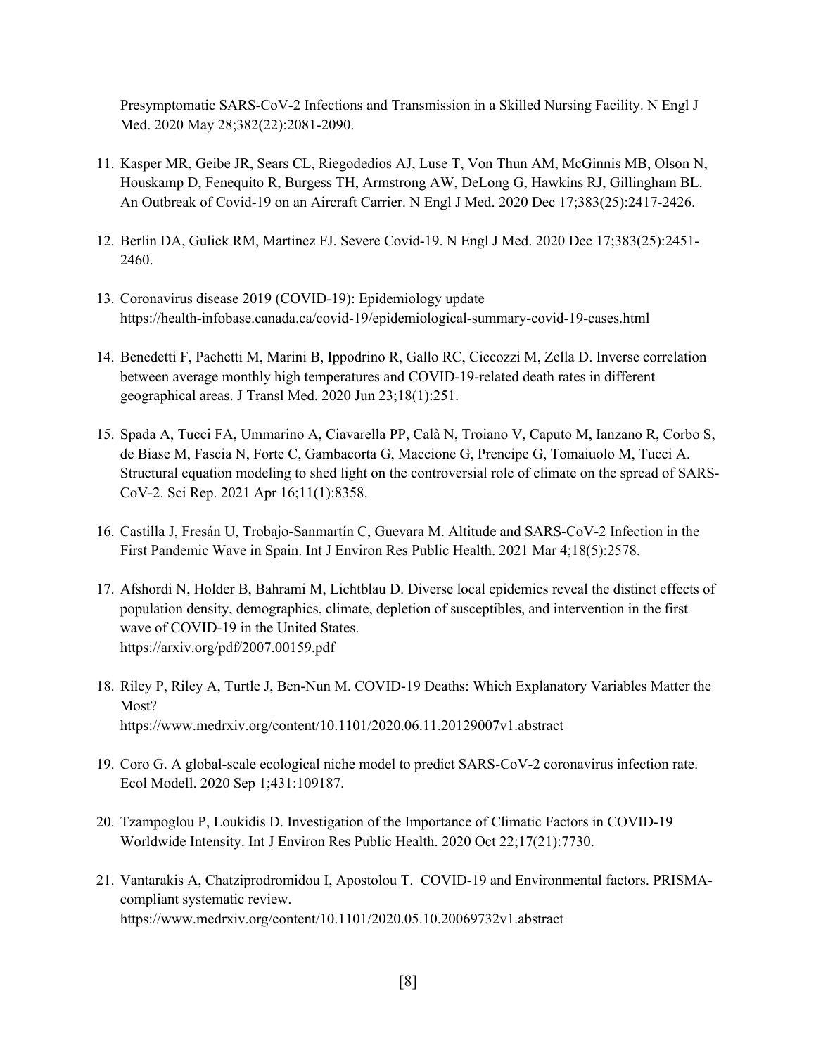Presymptomatic SARS-CoV-2 Infections and Transmission in a Skilled Nursing Facility. N Engl J Med. 2020 May 28;382(22):2081-2090.

11. Kasper MR, Geibe JR, Sears CL, Riegodedios AJ, Luse T, Von Thun AM, McGinnis MB, Olson N, Houskamp D, Fenequito R, Burgess TH, Armstrong AW, DeLong G, Hawkins RJ, Gillingham BL. An Outbreak of Covid-19 on an Aircraft Carrier. N Engl J Med. 2020 Dec 17;383(25):2417-2426.

12. Berlin DA, Gulick RM, Martinez FJ. Severe Covid-19. N Engl J Med. 2020 Dec 17;383(25):2451-2460.

13. Coronavirus disease 2019 (COVID-19): Epidemiology update https://health-infobase.canada.ca/covid-19/epidemiological-summary-covid-19-cases.html

14. Benedetti F, Pachetti M, Marini B, Ippodrino R, Gallo RC, Ciccozzi M, Zella D. Inverse correlation between average monthly high temperatures and COVID-19-related death rates in different geographical areas. J Transl Med. 2020 Jun 23;18(1):251.

15. Spada A, Tucci FA, Ummarino A, Ciavarella PP, Calà N, Troiano V, Caputo M, Ianzano R, Corbo S, de Biase M, Fascia N, Forte C, Gambacorta G, Maccione G, Prencipe G, Tomaiuolo M, Tucci A. Structural equation modeling to shed light on the controversial role of climate on the spread of SARS-CoV-2. Sci Rep. 2021 Apr 16;11(1):8358.

16. Castilla J, Fresán U, Trobajo-Sanmartín C, Guevara M. Altitude and SARS-CoV-2 Infection in the First Pandemic Wave in Spain. Int J Environ Res Public Health. 2021 Mar 4;18(5):2578.

17. Afshordi N, Holder B, Bahrami M, Lichtblau D. Diverse local epidemics reveal the distinct effects of population density, demographics, climate, depletion of susceptibles, and intervention in the first wave of COVID-19 in the United States. https://arxiv.org/pdf/2007.00159.pdf

18. Riley P, Riley A, Turtle J, Ben-Nun M. COVID-19 Deaths: Which Explanatory Variables Matter the Most? https://www.medrxiv.org/content/10.1101/2020.06.11.20129007v1.abstract

19. Coro G. A global-scale ecological niche model to predict SARS-CoV-2 coronavirus infection rate. Ecol Modell. 2020 Sep 1;431:109187.

20. Tzampoglou P, Loukidis D. Investigation of the Importance of Climatic Factors in COVID-19 Worldwide Intensity. Int J Environ Res Public Health. 2020 Oct 22;17(21):7730.

21. Vantarakis A, Chatziprodromidou I, Apostolou T. COVID-19 and Environmental factors. PRISMA-compliant systematic review. https://www.medrxiv.org/content/10.1101/2020.05.10.20069732v1.abstract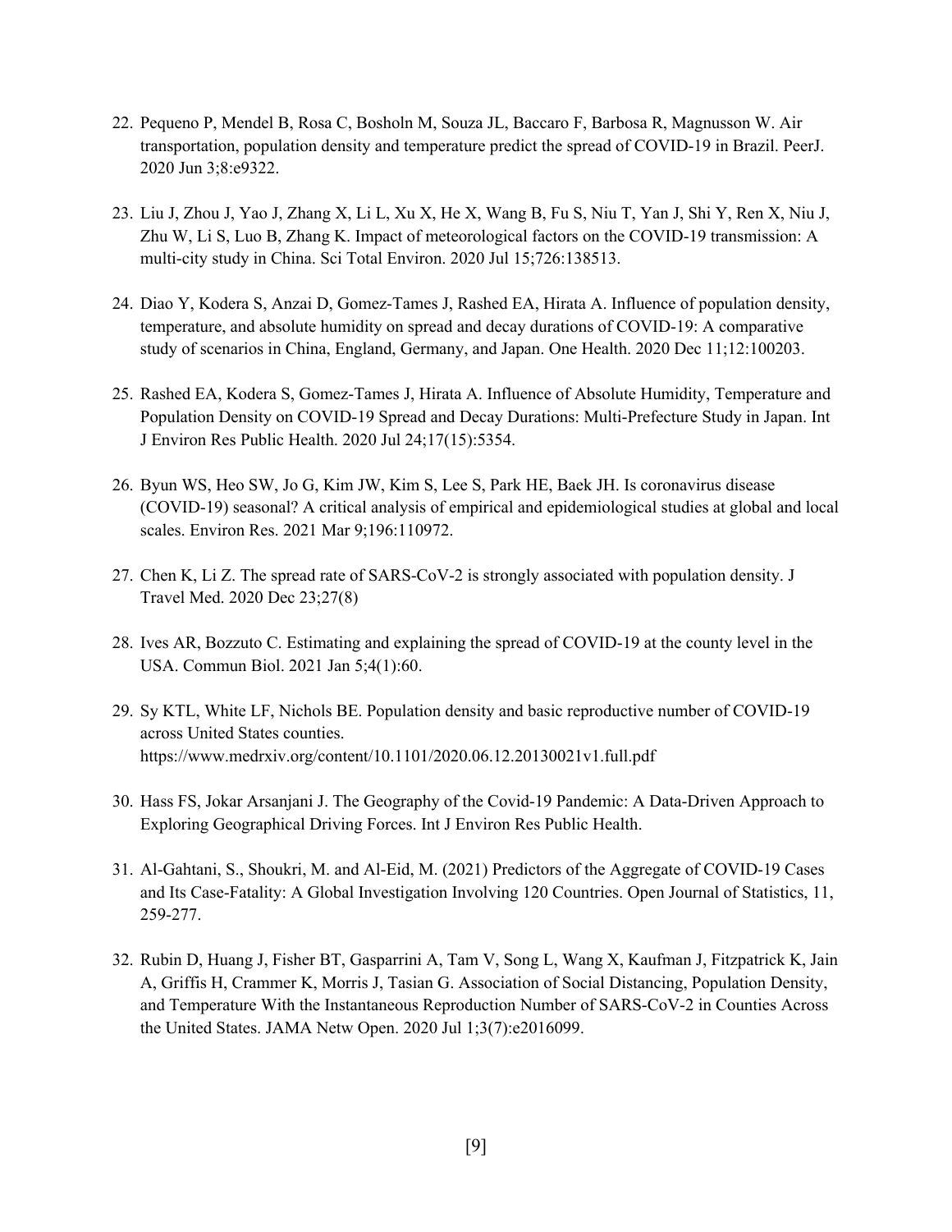22. Pequeno P, Mendel B, Rosa C, Bosholn M, Souza JL, Baccaro F, Barbosa R, Magnusson W. Air transportation, population density and temperature predict the spread of COVID-19 in Brazil. PeerJ. 2020 Jun 3;8:e9322.

23. Liu J, Zhou J, Yao J, Zhang X, Li L, Xu X, He X, Wang B, Fu S, Niu T, Yan J, Shi Y, Ren X, Niu J, Zhu W, Li S, Luo B, Zhang K. Impact of meteorological factors on the COVID-19 transmission: A multi-city study in China. Sci Total Environ. 2020 Jul 15;726:138513.

24. Diao Y, Kodera S, Anzai D, Gomez-Tames J, Rashed EA, Hirata A. Influence of population density, temperature, and absolute humidity on spread and decay durations of COVID-19: A comparative study of scenarios in China, England, Germany, and Japan. One Health. 2020 Dec 11;12:100203.

25. Rashed EA, Kodera S, Gomez-Tames J, Hirata A. Influence of Absolute Humidity, Temperature and Population Density on COVID-19 Spread and Decay Durations: Multi-Prefecture Study in Japan. Int J Environ Res Public Health. 2020 Jul 24;17(15):5354.

26. Byun WS, Heo SW, Jo G, Kim JW, Kim S, Lee S, Park HE, Baek JH. Is coronavirus disease (COVID-19) seasonal? A critical analysis of empirical and epidemiological studies at global and local scales. Environ Res. 2021 Mar 9;196:110972.

27. Chen K, Li Z. The spread rate of SARS-CoV-2 is strongly associated with population density. J Travel Med. 2020 Dec 23;27(8)

28. Ives AR, Bozzuto C. Estimating and explaining the spread of COVID-19 at the county level in the USA. Commun Biol. 2021 Jan 5;4(1):60.

29. Sy KTL, White LF, Nichols BE. Population density and basic reproductive number of COVID-19 across United States counties. https://www.medrxiv.org/content/10.1101/2020.06.12.20130021v1.full.pdf

30. Hass FS, Jokar Arsanjani J. The Geography of the Covid-19 Pandemic: A Data-Driven Approach to Exploring Geographical Driving Forces. Int J Environ Res Public Health.

31. Al-Gahtani, S., Shoukri, M. and Al-Eid, M. (2021) Predictors of the Aggregate of COVID-19 Cases and Its Case-Fatality: A Global Investigation Involving 120 Countries. Open Journal of Statistics, 11, 259-277.

32. Rubin D, Huang J, Fisher BT, Gasparrini A, Tam V, Song L, Wang X, Kaufman J, Fitzpatrick K, Jain A, Griffis H, Crammer K, Morris J, Tasian G. Association of Social Distancing, Population Density, and Temperature With the Instantaneous Reproduction Number of SARS-CoV-2 in Counties Across the United States. JAMA Netw Open. 2020 Jul 1;3(7):e2016099.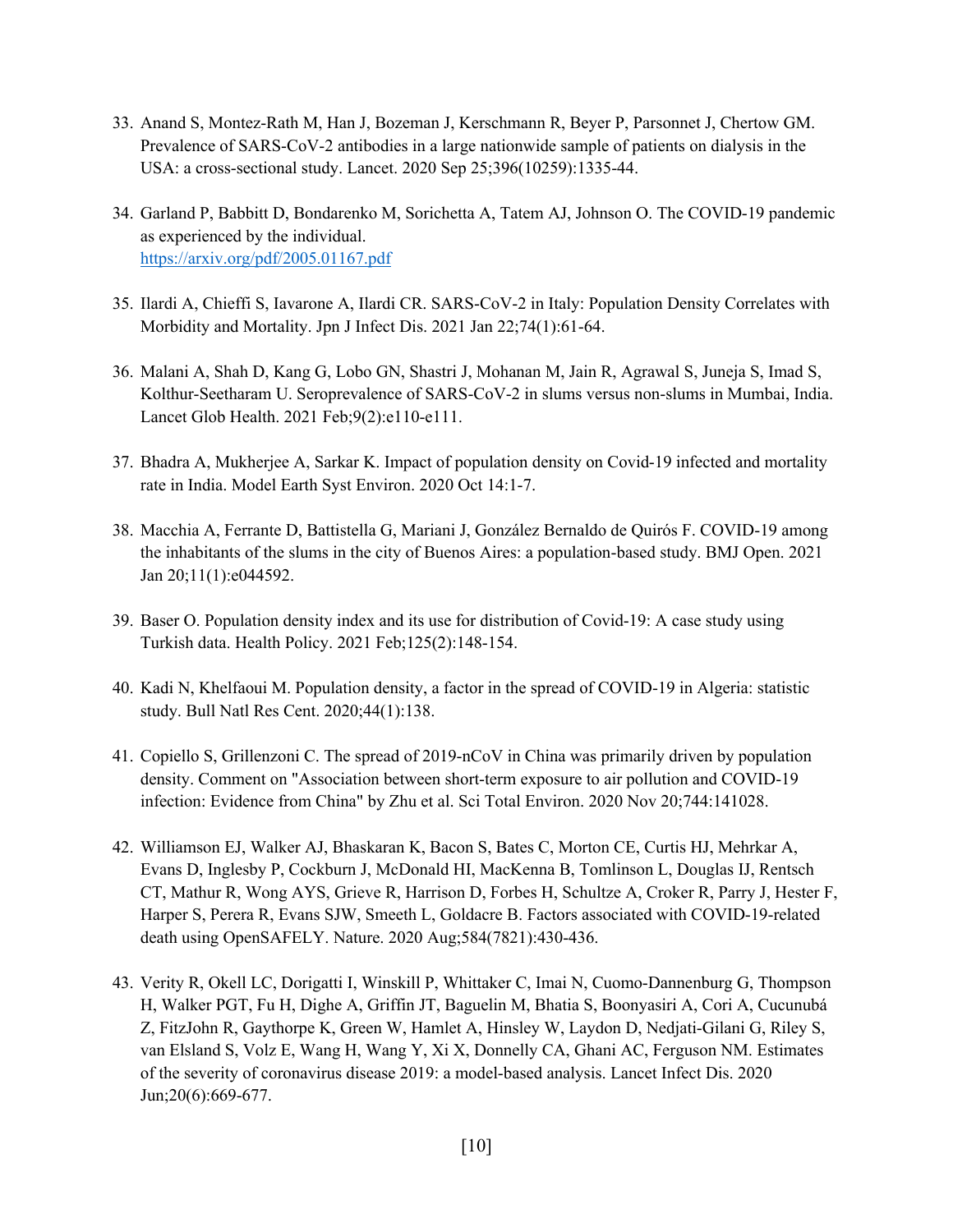33. Anand S, Montez-Rath M, Han J, Bozeman J, Kerschmann R, Beyer P, Parsonnet J, Chertow GM. Prevalence of SARS-CoV-2 antibodies in a large nationwide sample of patients on dialysis in the USA: a cross-sectional study. Lancet. 2020 Sep 25;396(10259):1335-44.

34. Garland P, Babbitt D, Bondarenko M, Sorichetta A, Tatem AJ, Johnson O. The COVID-19 pandemic as experienced by the individual. https://arxiv.org/pdf/2005.01167.pdf

35. Ilardi A, Chieffi S, Iavarone A, Ilardi CR. SARS-CoV-2 in Italy: Population Density Correlates with Morbidity and Mortality. Jpn J Infect Dis. 2021 Jan 22;74(1):61-64.

36. Malani A, Shah D, Kang G, Lobo GN, Shastri J, Mohanan M, Jain R, Agrawal S, Juneja S, Imad S, Kolthur-Seetharam U. Seroprevalence of SARS-CoV-2 in slums versus non-slums in Mumbai, India. Lancet Glob Health. 2021 Feb;9(2):e110-e111.

37. Bhadra A, Mukherjee A, Sarkar K. Impact of population density on Covid-19 infected and mortality rate in India. Model Earth Syst Environ. 2020 Oct 14:1-7.

38. Macchia A, Ferrante D, Battistella G, Mariani J, González Bernaldo de Quirós F. COVID-19 among the inhabitants of the slums in the city of Buenos Aires: a population-based study. BMJ Open. 2021 Jan 20;11(1):e044592.

39. Baser O. Population density index and its use for distribution of Covid-19: A case study using Turkish data. Health Policy. 2021 Feb;125(2):148-154.

40. Kadi N, Khelfaoui M. Population density, a factor in the spread of COVID-19 in Algeria: statistic study. Bull Natl Res Cent. 2020;44(1):138.

41. Copiello S, Grillenzoni C. The spread of 2019-nCoV in China was primarily driven by population density. Comment on "Association between short-term exposure to air pollution and COVID-19 infection: Evidence from China" by Zhu et al. Sci Total Environ. 2020 Nov 20;744:141028.

42. Williamson EJ, Walker AJ, Bhaskaran K, Bacon S, Bates C, Morton CE, Curtis HJ, Mehrkar A, Evans D, Inglesby P, Cockburn J, McDonald HI, MacKenna B, Tomlinson L, Douglas IJ, Rentsch CT, Mathur R, Wong AYS, Grieve R, Harrison D, Forbes H, Schultze A, Croker R, Parry J, Hester F, Harper S, Perera R, Evans SJW, Smeeth L, Goldacre B. Factors associated with COVID-19-related death using OpenSAFELY. Nature. 2020 Aug;584(7821):430-436.

43. Verity R, Okell LC, Dorigatti I, Winskill P, Whittaker C, Imai N, Cuomo-Dannenburg G, Thompson H, Walker PGT, Fu H, Dighe A, Griffin JT, Baguelin M, Bhatia S, Boonyasiri A, Cori A, Cucunubá Z, FitzJohn R, Gaythorpe K, Green W, Hamlet A, Hinsley W, Laydon D, Nedjati-Gilani G, Riley S, van Elsland S, Volz E, Wang H, Wang Y, Xi X, Donnelly CA, Ghani AC, Ferguson NM. Estimates of the severity of coronavirus disease 2019: a model-based analysis. Lancet Infect Dis. 2020 Jun;20(6):669-677.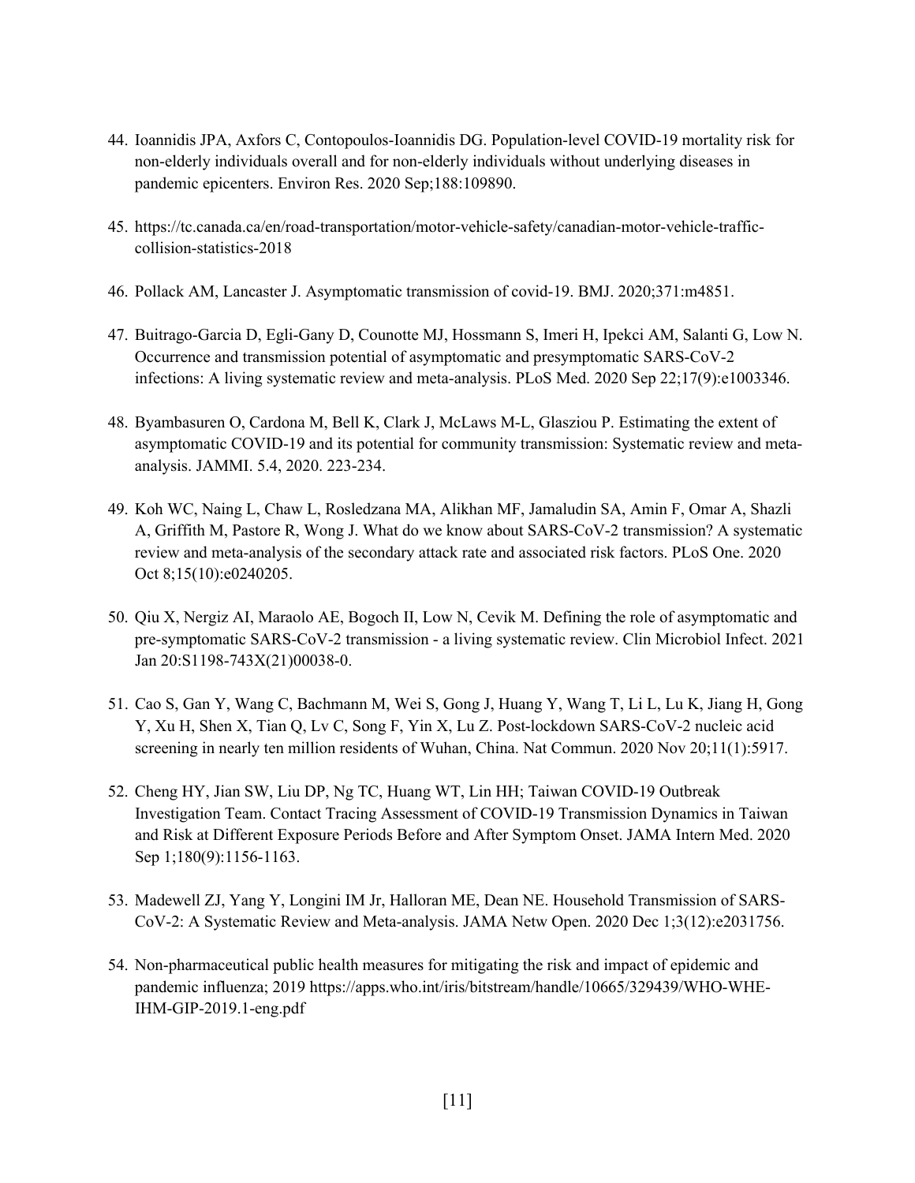44. Ioannidis JPA, Axfors C, Contopoulos-Ioannidis DG. Population-level COVID-19 mortality risk for non-elderly individuals overall and for non-elderly individuals without underlying diseases in pandemic epicenters. Environ Res. 2020 Sep;188:109890.

45. https://tc.canada.ca/en/road-transportation/motor-vehicle-safety/canadian-motor-vehicle-traffic-collision-statistics-2018

46. Pollack AM, Lancaster J. Asymptomatic transmission of covid-19. BMJ. 2020;371:m4851.

47. Buitrago-Garcia D, Egli-Gany D, Counotte MJ, Hossmann S, Imeri H, Ipekci AM, Salanti G, Low N. Occurrence and transmission potential of asymptomatic and presymptomatic SARS-CoV-2 infections: A living systematic review and meta-analysis. PLoS Med. 2020 Sep 22;17(9):e1003346.

48. Byambasuren O, Cardona M, Bell K, Clark J, McLaws M-L, Glasziou P. Estimating the extent of asymptomatic COVID-19 and its potential for community transmission: Systematic review and meta-analysis. JAMMI. 5.4, 2020. 223-234.

49. Koh WC, Naing L, Chaw L, Rosledzana MA, Alikhan MF, Jamaludin SA, Amin F, Omar A, Shazli A, Griffith M, Pastore R, Wong J. What do we know about SARS-CoV-2 transmission? A systematic review and meta-analysis of the secondary attack rate and associated risk factors. PLoS One. 2020 Oct 8;15(10):e0240205.

50. Qiu X, Nergiz AI, Maraolo AE, Bogoch II, Low N, Cevik M. Defining the role of asymptomatic and pre-symptomatic SARS-CoV-2 transmission - a living systematic review. Clin Microbiol Infect. 2021 Jan 20:S1198-743X(21)00038-0.

51. Cao S, Gan Y, Wang C, Bachmann M, Wei S, Gong J, Huang Y, Wang T, Li L, Lu K, Jiang H, Gong Y, Xu H, Shen X, Tian Q, Lv C, Song F, Yin X, Lu Z. Post-lockdown SARS-CoV-2 nucleic acid screening in nearly ten million residents of Wuhan, China. Nat Commun. 2020 Nov 20;11(1):5917.

52. Cheng HY, Jian SW, Liu DP, Ng TC, Huang WT, Lin HH; Taiwan COVID-19 Outbreak Investigation Team. Contact Tracing Assessment of COVID-19 Transmission Dynamics in Taiwan and Risk at Different Exposure Periods Before and After Symptom Onset. JAMA Intern Med. 2020 Sep 1;180(9):1156-1163.

53. Madewell ZJ, Yang Y, Longini IM Jr, Halloran ME, Dean NE. Household Transmission of SARS-CoV-2: A Systematic Review and Meta-analysis. JAMA Netw Open. 2020 Dec 1;3(12):e2031756.

54. Non-pharmaceutical public health measures for mitigating the risk and impact of epidemic and pandemic influenza; 2019 https://apps.who.int/iris/bitstream/handle/10665/329439/WHO-WHE-IHM-GIP-2019.1-eng.pdf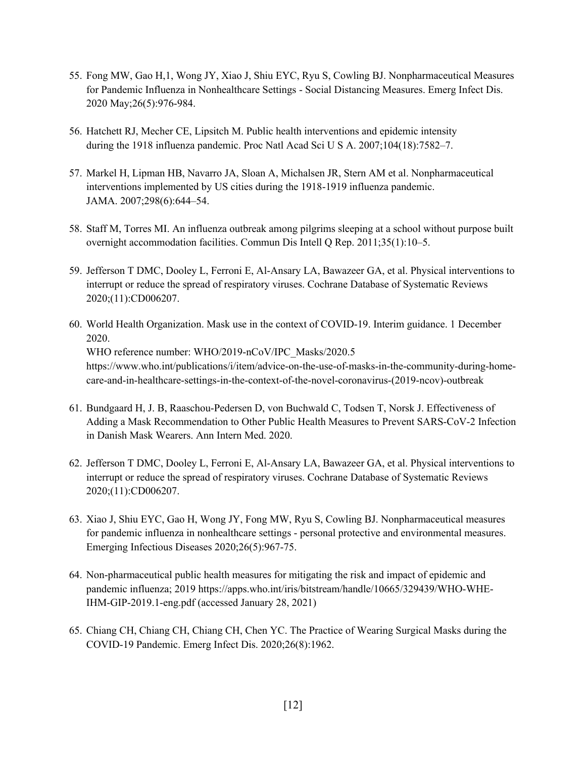55. Fong MW, Gao H,1, Wong JY, Xiao J, Shiu EYC, Ryu S, Cowling BJ. Nonpharmaceutical Measures for Pandemic Influenza in Nonhealthcare Settings - Social Distancing Measures. Emerg Infect Dis. 2020 May;26(5):976-984.

56. Hatchett RJ, Mecher CE, Lipsitch M. Public health interventions and epidemic intensity during the 1918 influenza pandemic. Proc Natl Acad Sci U S A. 2007;104(18):7582–7.

57. Markel H, Lipman HB, Navarro JA, Sloan A, Michalsen JR, Stern AM et al. Nonpharmaceutical interventions implemented by US cities during the 1918-1919 influenza pandemic. JAMA. 2007;298(6):644–54.

58. Staff M, Torres MI. An influenza outbreak among pilgrims sleeping at a school without purpose built overnight accommodation facilities. Commun Dis Intell Q Rep. 2011;35(1):10–5.

59. Jefferson T DMC, Dooley L, Ferroni E, Al-Ansary LA, Bawazeer GA, et al. Physical interventions to interrupt or reduce the spread of respiratory viruses. Cochrane Database of Systematic Reviews 2020;(11):CD006207.

60. World Health Organization. Mask use in the context of COVID-19. Interim guidance. 1 December 2020.
WHO reference number: WHO/2019-nCoV/IPC_Masks/2020.5
https://www.who.int/publications/i/item/advice-on-the-use-of-masks-in-the-community-during-home-care-and-in-healthcare-settings-in-the-context-of-the-novel-coronavirus-(2019-ncov)-outbreak

61. Bundgaard H, J. B, Raaschou-Pedersen D, von Buchwald C, Todsen T, Norsk J. Effectiveness of Adding a Mask Recommendation to Other Public Health Measures to Prevent SARS-CoV-2 Infection in Danish Mask Wearers. Ann Intern Med. 2020.

62. Jefferson T DMC, Dooley L, Ferroni E, Al-Ansary LA, Bawazeer GA, et al. Physical interventions to interrupt or reduce the spread of respiratory viruses. Cochrane Database of Systematic Reviews 2020;(11):CD006207.

63. Xiao J, Shiu EYC, Gao H, Wong JY, Fong MW, Ryu S, Cowling BJ. Nonpharmaceutical measures for pandemic influenza in nonhealthcare settings - personal protective and environmental measures. Emerging Infectious Diseases 2020;26(5):967-75.

64. Non-pharmaceutical public health measures for mitigating the risk and impact of epidemic and pandemic influenza; 2019 https://apps.who.int/iris/bitstream/handle/10665/329439/WHO-WHE-IHM-GIP-2019.1-eng.pdf (accessed January 28, 2021)

65. Chiang CH, Chiang CH, Chiang CH, Chen YC. The Practice of Wearing Surgical Masks during the COVID-19 Pandemic. Emerg Infect Dis. 2020;26(8):1962.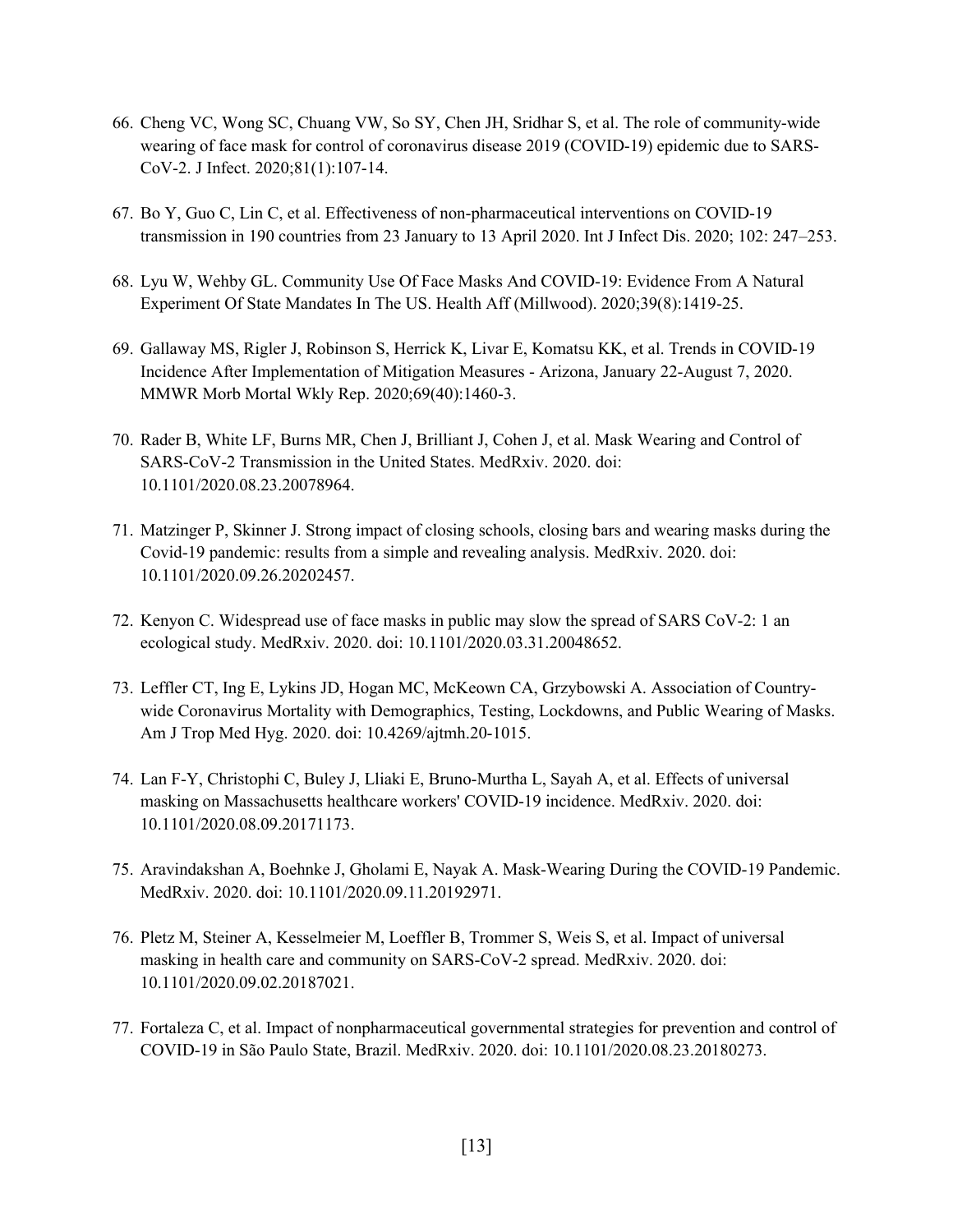66. Cheng VC, Wong SC, Chuang VW, So SY, Chen JH, Sridhar S, et al. The role of community-wide wearing of face mask for control of coronavirus disease 2019 (COVID-19) epidemic due to SARS-CoV-2. J Infect. 2020;81(1):107-14.

67. Bo Y, Guo C, Lin C, et al. Effectiveness of non-pharmaceutical interventions on COVID-19 transmission in 190 countries from 23 January to 13 April 2020. Int J Infect Dis. 2020; 102: 247–253.

68. Lyu W, Wehby GL. Community Use Of Face Masks And COVID-19: Evidence From A Natural Experiment Of State Mandates In The US. Health Aff (Millwood). 2020;39(8):1419-25.

69. Gallaway MS, Rigler J, Robinson S, Herrick K, Livar E, Komatsu KK, et al. Trends in COVID-19 Incidence After Implementation of Mitigation Measures - Arizona, January 22-August 7, 2020. MMWR Morb Mortal Wkly Rep. 2020;69(40):1460-3.

70. Rader B, White LF, Burns MR, Chen J, Brilliant J, Cohen J, et al. Mask Wearing and Control of SARS-CoV-2 Transmission in the United States. MedRxiv. 2020. doi: 10.1101/2020.08.23.20078964.

71. Matzinger P, Skinner J. Strong impact of closing schools, closing bars and wearing masks during the Covid-19 pandemic: results from a simple and revealing analysis. MedRxiv. 2020. doi: 10.1101/2020.09.26.20202457.

72. Kenyon C. Widespread use of face masks in public may slow the spread of SARS CoV-2: 1 an ecological study. MedRxiv. 2020. doi: 10.1101/2020.03.31.20048652.

73. Leffler CT, Ing E, Lykins JD, Hogan MC, McKeown CA, Grzybowski A. Association of Country-wide Coronavirus Mortality with Demographics, Testing, Lockdowns, and Public Wearing of Masks. Am J Trop Med Hyg. 2020. doi: 10.4269/ajtmh.20-1015.

74. Lan F-Y, Christophi C, Buley J, Lliaki E, Bruno-Murtha L, Sayah A, et al. Effects of universal masking on Massachusetts healthcare workers' COVID-19 incidence. MedRxiv. 2020. doi: 10.1101/2020.08.09.20171173.

75. Aravindakshan A, Boehnke J, Gholami E, Nayak A. Mask-Wearing During the COVID-19 Pandemic. MedRxiv. 2020. doi: 10.1101/2020.09.11.20192971.

76. Pletz M, Steiner A, Kesselmeier M, Loeffler B, Trommer S, Weis S, et al. Impact of universal masking in health care and community on SARS-CoV-2 spread. MedRxiv. 2020. doi: 10.1101/2020.09.02.20187021.

77. Fortaleza C, et al. Impact of nonpharmaceutical governmental strategies for prevention and control of COVID-19 in São Paulo State, Brazil. MedRxiv. 2020. doi: 10.1101/2020.08.23.20180273.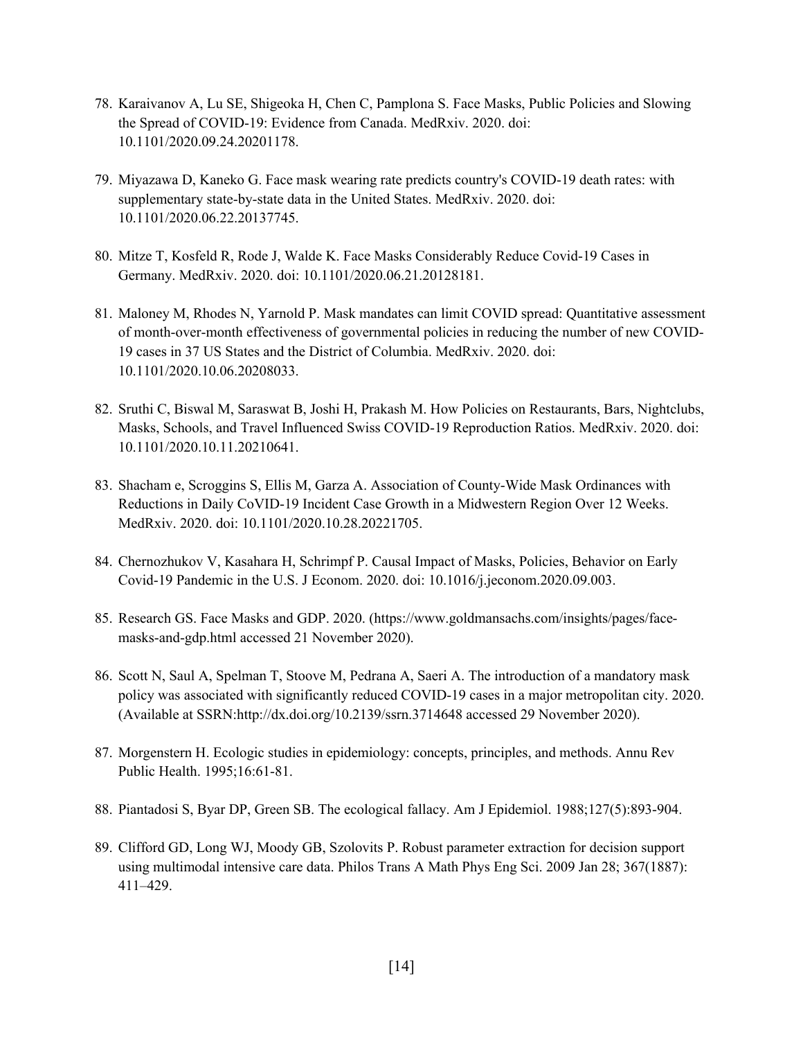78. Karaivanov A, Lu SE, Shigeoka H, Chen C, Pamplona S. Face Masks, Public Policies and Slowing the Spread of COVID-19: Evidence from Canada. MedRxiv. 2020. doi: 10.1101/2020.09.24.20201178.

79. Miyazawa D, Kaneko G. Face mask wearing rate predicts country's COVID-19 death rates: with supplementary state-by-state data in the United States. MedRxiv. 2020. doi: 10.1101/2020.06.22.20137745.

80. Mitze T, Kosfeld R, Rode J, Walde K. Face Masks Considerably Reduce Covid-19 Cases in Germany. MedRxiv. 2020. doi: 10.1101/2020.06.21.20128181.

81. Maloney M, Rhodes N, Yarnold P. Mask mandates can limit COVID spread: Quantitative assessment of month-over-month effectiveness of governmental policies in reducing the number of new COVID-19 cases in 37 US States and the District of Columbia. MedRxiv. 2020. doi: 10.1101/2020.10.06.20208033.

82. Sruthi C, Biswal M, Saraswat B, Joshi H, Prakash M. How Policies on Restaurants, Bars, Nightclubs, Masks, Schools, and Travel Influenced Swiss COVID-19 Reproduction Ratios. MedRxiv. 2020. doi: 10.1101/2020.10.11.20210641.

83. Shacham e, Scroggins S, Ellis M, Garza A. Association of County-Wide Mask Ordinances with Reductions in Daily CoVID-19 Incident Case Growth in a Midwestern Region Over 12 Weeks. MedRxiv. 2020. doi: 10.1101/2020.10.28.20221705.

84. Chernozhukov V, Kasahara H, Schrimpf P. Causal Impact of Masks, Policies, Behavior on Early Covid-19 Pandemic in the U.S. J Econom. 2020. doi: 10.1016/j.jeconom.2020.09.003.

85. Research GS. Face Masks and GDP. 2020. (https://www.goldmansachs.com/insights/pages/face-masks-and-gdp.html accessed 21 November 2020).

86. Scott N, Saul A, Spelman T, Stoove M, Pedrana A, Saeri A. The introduction of a mandatory mask policy was associated with significantly reduced COVID-19 cases in a major metropolitan city. 2020. (Available at SSRN:http://dx.doi.org/10.2139/ssrn.3714648 accessed 29 November 2020).

87. Morgenstern H. Ecologic studies in epidemiology: concepts, principles, and methods. Annu Rev Public Health. 1995;16:61-81.

88. Piantadosi S, Byar DP, Green SB. The ecological fallacy. Am J Epidemiol. 1988;127(5):893-904.

89. Clifford GD, Long WJ, Moody GB, Szolovits P. Robust parameter extraction for decision support using multimodal intensive care data. Philos Trans A Math Phys Eng Sci. 2009 Jan 28; 367(1887): 411–429.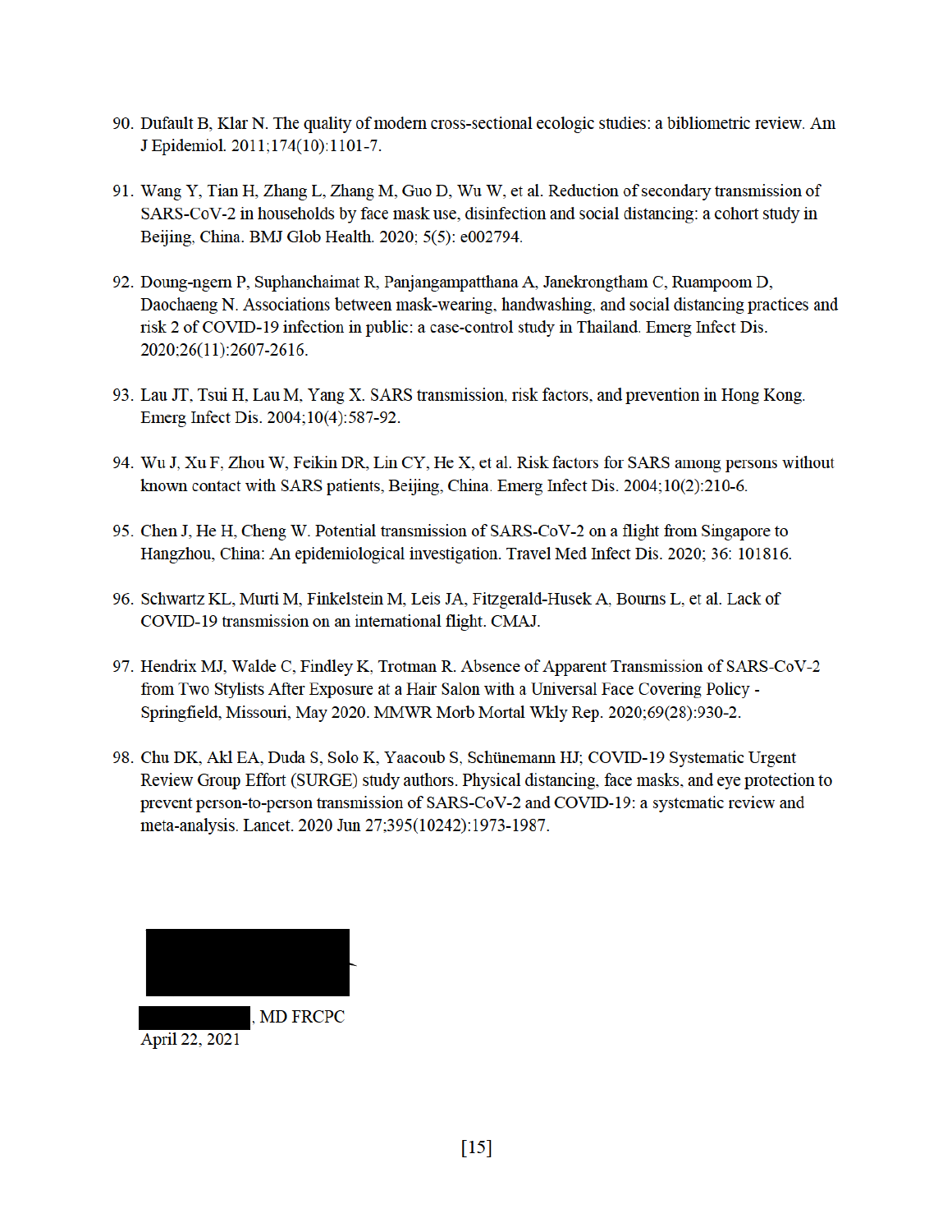90. Dufault B, Klar N. The quality of modern cross-sectional ecologic studies: a bibliometric review. Am J Epidemiol. 2011;174(10):1101-7.

91. Wang Y, Tian H, Zhang L, Zhang M, Guo D, Wu W, et al. Reduction of secondary transmission of SARS-CoV-2 in households by face mask use, disinfection and social distancing: a cohort study in Beijing, China. BMJ Glob Health. 2020; 5(5): e002794.

92. Doung-ngern P, Suphanchaimat R, Panjangampatthana A, Janekrongtham C, Ruampoom D, Daochaeng N. Associations between mask-wearing, handwashing, and social distancing practices and risk 2 of COVID-19 infection in public: a case-control study in Thailand. Emerg Infect Dis. 2020;26(11):2607-2616.

93. Lau JT, Tsui H, Lau M, Yang X. SARS transmission, risk factors, and prevention in Hong Kong. Emerg Infect Dis. 2004;10(4):587-92.

94. Wu J, Xu F, Zhou W, Feikin DR, Lin CY, He X, et al. Risk factors for SARS among persons without known contact with SARS patients, Beijing, China. Emerg Infect Dis. 2004;10(2):210-6.

95. Chen J, He H, Cheng W. Potential transmission of SARS-CoV-2 on a flight from Singapore to Hangzhou, China: An epidemiological investigation. Travel Med Infect Dis. 2020; 36: 101816.

96. Schwartz KL, Murti M, Finkelstein M, Leis JA, Fitzgerald-Husek A, Bourns L, et al. Lack of COVID-19 transmission on an international flight. CMAJ.

97. Hendrix MJ, Walde C, Findley K, Trotman R. Absence of Apparent Transmission of SARS-CoV-2 from Two Stylists After Exposure at a Hair Salon with a Universal Face Covering Policy - Springfield, Missouri, May 2020. MMWR Morb Mortal Wkly Rep. 2020;69(28):930-2.

98. Chu DK, Akl EA, Duda S, Solo K, Yaacoub S, Schünemann HJ; COVID-19 Systematic Urgent Review Group Effort (SURGE) study authors. Physical distancing, face masks, and eye protection to prevent person-to-person transmission of SARS-CoV-2 and COVID-19: a systematic review and meta-analysis. Lancet. 2020 Jun 27;395(10242):1973-1987.

[REDACTED], MD FRCPC
April 22, 2021